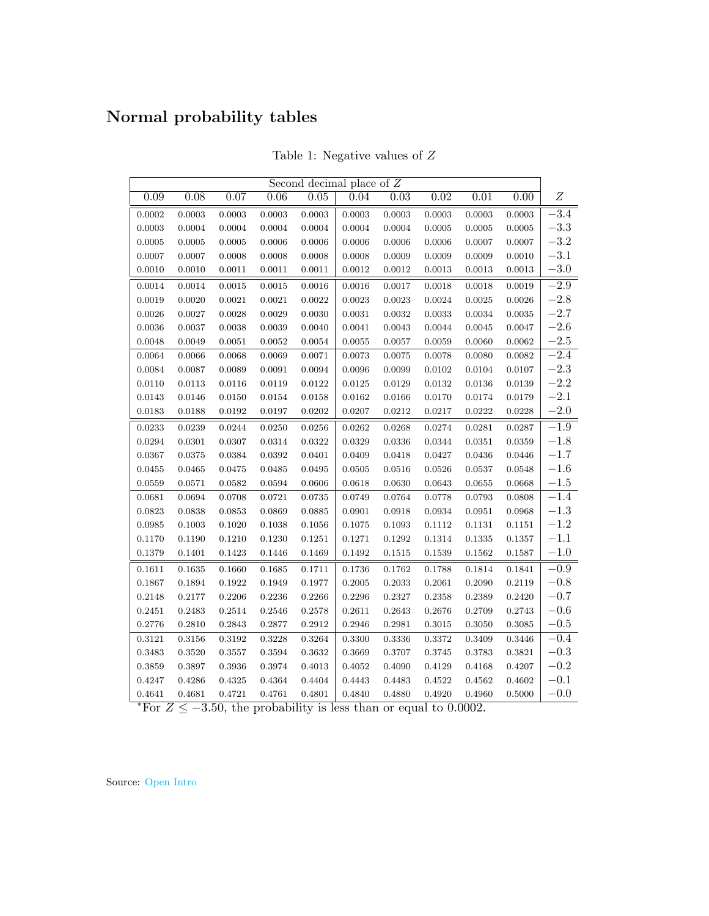# Normal probability tables

Table 1: Negative values of $Z$

| Second decimal place of $Z$ | | | | | | | | | | |
|---|---|---|---|---|---|---|---|---|---|---|
| 0.09 | 0.08 | 0.07 | 0.06 | 0.05 | 0.04 | 0.03 | 0.02 | 0.01 | 0.00 | $Z$ |
| 0.0002 | 0.0003 | 0.0003 | 0.0003 | 0.0003 | 0.0003 | 0.0003 | 0.0003 | 0.0003 | 0.0003 | −3.4 |
| 0.0003 | 0.0004 | 0.0004 | 0.0004 | 0.0004 | 0.0004 | 0.0004 | 0.0005 | 0.0005 | 0.0005 | −3.3 |
| 0.0005 | 0.0005 | 0.0005 | 0.0006 | 0.0006 | 0.0006 | 0.0006 | 0.0006 | 0.0007 | 0.0007 | −3.2 |
| 0.0007 | 0.0007 | 0.0008 | 0.0008 | 0.0008 | 0.0008 | 0.0009 | 0.0009 | 0.0009 | 0.0010 | −3.1 |
| 0.0010 | 0.0010 | 0.0011 | 0.0011 | 0.0011 | 0.0012 | 0.0012 | 0.0013 | 0.0013 | 0.0013 | −3.0 |
| 0.0014 | 0.0014 | 0.0015 | 0.0015 | 0.0016 | 0.0016 | 0.0017 | 0.0018 | 0.0018 | 0.0019 | −2.9 |
| 0.0019 | 0.0020 | 0.0021 | 0.0021 | 0.0022 | 0.0023 | 0.0023 | 0.0024 | 0.0025 | 0.0026 | −2.8 |
| 0.0026 | 0.0027 | 0.0028 | 0.0029 | 0.0030 | 0.0031 | 0.0032 | 0.0033 | 0.0034 | 0.0035 | −2.7 |
| 0.0036 | 0.0037 | 0.0038 | 0.0039 | 0.0040 | 0.0041 | 0.0043 | 0.0044 | 0.0045 | 0.0047 | −2.6 |
| 0.0048 | 0.0049 | 0.0051 | 0.0052 | 0.0054 | 0.0055 | 0.0057 | 0.0059 | 0.0060 | 0.0062 | −2.5 |
| 0.0064 | 0.0066 | 0.0068 | 0.0069 | 0.0071 | 0.0073 | 0.0075 | 0.0078 | 0.0080 | 0.0082 | −2.4 |
| 0.0084 | 0.0087 | 0.0089 | 0.0091 | 0.0094 | 0.0096 | 0.0099 | 0.0102 | 0.0104 | 0.0107 | −2.3 |
| 0.0110 | 0.0113 | 0.0116 | 0.0119 | 0.0122 | 0.0125 | 0.0129 | 0.0132 | 0.0136 | 0.0139 | −2.2 |
| 0.0143 | 0.0146 | 0.0150 | 0.0154 | 0.0158 | 0.0162 | 0.0166 | 0.0170 | 0.0174 | 0.0179 | −2.1 |
| 0.0183 | 0.0188 | 0.0192 | 0.0197 | 0.0202 | 0.0207 | 0.0212 | 0.0217 | 0.0222 | 0.0228 | −2.0 |
| 0.0233 | 0.0239 | 0.0244 | 0.0250 | 0.0256 | 0.0262 | 0.0268 | 0.0274 | 0.0281 | 0.0287 | −1.9 |
| 0.0294 | 0.0301 | 0.0307 | 0.0314 | 0.0322 | 0.0329 | 0.0336 | 0.0344 | 0.0351 | 0.0359 | −1.8 |
| 0.0367 | 0.0375 | 0.0384 | 0.0392 | 0.0401 | 0.0409 | 0.0418 | 0.0427 | 0.0436 | 0.0446 | −1.7 |
| 0.0455 | 0.0465 | 0.0475 | 0.0485 | 0.0495 | 0.0505 | 0.0516 | 0.0526 | 0.0537 | 0.0548 | −1.6 |
| 0.0559 | 0.0571 | 0.0582 | 0.0594 | 0.0606 | 0.0618 | 0.0630 | 0.0643 | 0.0655 | 0.0668 | −1.5 |
| 0.0681 | 0.0694 | 0.0708 | 0.0721 | 0.0735 | 0.0749 | 0.0764 | 0.0778 | 0.0793 | 0.0808 | −1.4 |
| 0.0823 | 0.0838 | 0.0853 | 0.0869 | 0.0885 | 0.0901 | 0.0918 | 0.0934 | 0.0951 | 0.0968 | −1.3 |
| 0.0985 | 0.1003 | 0.1020 | 0.1038 | 0.1056 | 0.1075 | 0.1093 | 0.1112 | 0.1131 | 0.1151 | −1.2 |
| 0.1170 | 0.1190 | 0.1210 | 0.1230 | 0.1251 | 0.1271 | 0.1292 | 0.1314 | 0.1335 | 0.1357 | −1.1 |
| 0.1379 | 0.1401 | 0.1423 | 0.1446 | 0.1469 | 0.1492 | 0.1515 | 0.1539 | 0.1562 | 0.1587 | −1.0 |
| 0.1611 | 0.1635 | 0.1660 | 0.1685 | 0.1711 | 0.1736 | 0.1762 | 0.1788 | 0.1814 | 0.1841 | −0.9 |
| 0.1867 | 0.1894 | 0.1922 | 0.1949 | 0.1977 | 0.2005 | 0.2033 | 0.2061 | 0.2090 | 0.2119 | −0.8 |
| 0.2148 | 0.2177 | 0.2206 | 0.2236 | 0.2266 | 0.2296 | 0.2327 | 0.2358 | 0.2389 | 0.2420 | −0.7 |
| 0.2451 | 0.2483 | 0.2514 | 0.2546 | 0.2578 | 0.2611 | 0.2643 | 0.2676 | 0.2709 | 0.2743 | −0.6 |
| 0.2776 | 0.2810 | 0.2843 | 0.2877 | 0.2912 | 0.2946 | 0.2981 | 0.3015 | 0.3050 | 0.3085 | −0.5 |
| 0.3121 | 0.3156 | 0.3192 | 0.3228 | 0.3264 | 0.3300 | 0.3336 | 0.3372 | 0.3409 | 0.3446 | −0.4 |
| 0.3483 | 0.3520 | 0.3557 | 0.3594 | 0.3632 | 0.3669 | 0.3707 | 0.3745 | 0.3783 | 0.3821 | −0.3 |
| 0.3859 | 0.3897 | 0.3936 | 0.3974 | 0.4013 | 0.4052 | 0.4090 | 0.4129 | 0.4168 | 0.4207 | −0.2 |
| 0.4247 | 0.4286 | 0.4325 | 0.4364 | 0.4404 | 0.4443 | 0.4483 | 0.4522 | 0.4562 | 0.4602 | −0.1 |
| 0.4641 | 0.4681 | 0.4721 | 0.4761 | 0.4801 | 0.4840 | 0.4880 | 0.4920 | 0.4960 | 0.5000 | −0.0 |

*For $Z \leq -3.50$, the probability is less than or equal to 0.0002.

Source: Open Intro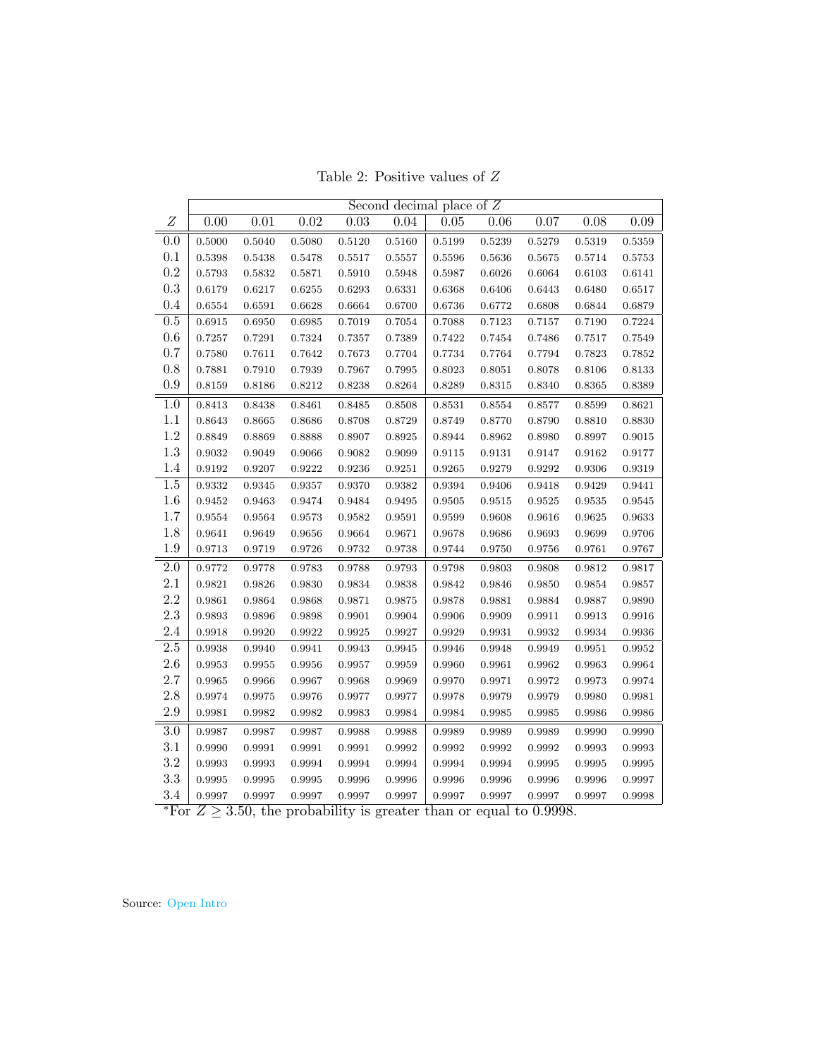Table 2: Positive values of $Z$

| | Second decimal place of $Z$ | | | | | | | | | |
|---|---|---|---|---|---|---|---|---|---|---|
| $Z$ | 0.00 | 0.01 | 0.02 | 0.03 | 0.04 | 0.05 | 0.06 | 0.07 | 0.08 | 0.09 |
| 0.0 | 0.5000 | 0.5040 | 0.5080 | 0.5120 | 0.5160 | 0.5199 | 0.5239 | 0.5279 | 0.5319 | 0.5359 |
| 0.1 | 0.5398 | 0.5438 | 0.5478 | 0.5517 | 0.5557 | 0.5596 | 0.5636 | 0.5675 | 0.5714 | 0.5753 |
| 0.2 | 0.5793 | 0.5832 | 0.5871 | 0.5910 | 0.5948 | 0.5987 | 0.6026 | 0.6064 | 0.6103 | 0.6141 |
| 0.3 | 0.6179 | 0.6217 | 0.6255 | 0.6293 | 0.6331 | 0.6368 | 0.6406 | 0.6443 | 0.6480 | 0.6517 |
| 0.4 | 0.6554 | 0.6591 | 0.6628 | 0.6664 | 0.6700 | 0.6736 | 0.6772 | 0.6808 | 0.6844 | 0.6879 |
| 0.5 | 0.6915 | 0.6950 | 0.6985 | 0.7019 | 0.7054 | 0.7088 | 0.7123 | 0.7157 | 0.7190 | 0.7224 |
| 0.6 | 0.7257 | 0.7291 | 0.7324 | 0.7357 | 0.7389 | 0.7422 | 0.7454 | 0.7486 | 0.7517 | 0.7549 |
| 0.7 | 0.7580 | 0.7611 | 0.7642 | 0.7673 | 0.7704 | 0.7734 | 0.7764 | 0.7794 | 0.7823 | 0.7852 |
| 0.8 | 0.7881 | 0.7910 | 0.7939 | 0.7967 | 0.7995 | 0.8023 | 0.8051 | 0.8078 | 0.8106 | 0.8133 |
| 0.9 | 0.8159 | 0.8186 | 0.8212 | 0.8238 | 0.8264 | 0.8289 | 0.8315 | 0.8340 | 0.8365 | 0.8389 |
| 1.0 | 0.8413 | 0.8438 | 0.8461 | 0.8485 | 0.8508 | 0.8531 | 0.8554 | 0.8577 | 0.8599 | 0.8621 |
| 1.1 | 0.8643 | 0.8665 | 0.8686 | 0.8708 | 0.8729 | 0.8749 | 0.8770 | 0.8790 | 0.8810 | 0.8830 |
| 1.2 | 0.8849 | 0.8869 | 0.8888 | 0.8907 | 0.8925 | 0.8944 | 0.8962 | 0.8980 | 0.8997 | 0.9015 |
| 1.3 | 0.9032 | 0.9049 | 0.9066 | 0.9082 | 0.9099 | 0.9115 | 0.9131 | 0.9147 | 0.9162 | 0.9177 |
| 1.4 | 0.9192 | 0.9207 | 0.9222 | 0.9236 | 0.9251 | 0.9265 | 0.9279 | 0.9292 | 0.9306 | 0.9319 |
| 1.5 | 0.9332 | 0.9345 | 0.9357 | 0.9370 | 0.9382 | 0.9394 | 0.9406 | 0.9418 | 0.9429 | 0.9441 |
| 1.6 | 0.9452 | 0.9463 | 0.9474 | 0.9484 | 0.9495 | 0.9505 | 0.9515 | 0.9525 | 0.9535 | 0.9545 |
| 1.7 | 0.9554 | 0.9564 | 0.9573 | 0.9582 | 0.9591 | 0.9599 | 0.9608 | 0.9616 | 0.9625 | 0.9633 |
| 1.8 | 0.9641 | 0.9649 | 0.9656 | 0.9664 | 0.9671 | 0.9678 | 0.9686 | 0.9693 | 0.9699 | 0.9706 |
| 1.9 | 0.9713 | 0.9719 | 0.9726 | 0.9732 | 0.9738 | 0.9744 | 0.9750 | 0.9756 | 0.9761 | 0.9767 |
| 2.0 | 0.9772 | 0.9778 | 0.9783 | 0.9788 | 0.9793 | 0.9798 | 0.9803 | 0.9808 | 0.9812 | 0.9817 |
| 2.1 | 0.9821 | 0.9826 | 0.9830 | 0.9834 | 0.9838 | 0.9842 | 0.9846 | 0.9850 | 0.9854 | 0.9857 |
| 2.2 | 0.9861 | 0.9864 | 0.9868 | 0.9871 | 0.9875 | 0.9878 | 0.9881 | 0.9884 | 0.9887 | 0.9890 |
| 2.3 | 0.9893 | 0.9896 | 0.9898 | 0.9901 | 0.9904 | 0.9906 | 0.9909 | 0.9911 | 0.9913 | 0.9916 |
| 2.4 | 0.9918 | 0.9920 | 0.9922 | 0.9925 | 0.9927 | 0.9929 | 0.9931 | 0.9932 | 0.9934 | 0.9936 |
| 2.5 | 0.9938 | 0.9940 | 0.9941 | 0.9943 | 0.9945 | 0.9946 | 0.9948 | 0.9949 | 0.9951 | 0.9952 |
| 2.6 | 0.9953 | 0.9955 | 0.9956 | 0.9957 | 0.9959 | 0.9960 | 0.9961 | 0.9962 | 0.9963 | 0.9964 |
| 2.7 | 0.9965 | 0.9966 | 0.9967 | 0.9968 | 0.9969 | 0.9970 | 0.9971 | 0.9972 | 0.9973 | 0.9974 |
| 2.8 | 0.9974 | 0.9975 | 0.9976 | 0.9977 | 0.9977 | 0.9978 | 0.9979 | 0.9979 | 0.9980 | 0.9981 |
| 2.9 | 0.9981 | 0.9982 | 0.9982 | 0.9983 | 0.9984 | 0.9984 | 0.9985 | 0.9985 | 0.9986 | 0.9986 |
| 3.0 | 0.9987 | 0.9987 | 0.9987 | 0.9988 | 0.9988 | 0.9989 | 0.9989 | 0.9989 | 0.9990 | 0.9990 |
| 3.1 | 0.9990 | 0.9991 | 0.9991 | 0.9991 | 0.9992 | 0.9992 | 0.9992 | 0.9992 | 0.9993 | 0.9993 |
| 3.2 | 0.9993 | 0.9993 | 0.9994 | 0.9994 | 0.9994 | 0.9994 | 0.9994 | 0.9995 | 0.9995 | 0.9995 |
| 3.3 | 0.9995 | 0.9995 | 0.9995 | 0.9996 | 0.9996 | 0.9996 | 0.9996 | 0.9996 | 0.9996 | 0.9997 |
| 3.4 | 0.9997 | 0.9997 | 0.9997 | 0.9997 | 0.9997 | 0.9997 | 0.9997 | 0.9997 | 0.9997 | 0.9998 |

*For $Z \geq 3.50$, the probability is greater than or equal to 0.9998.

Source: Open Intro